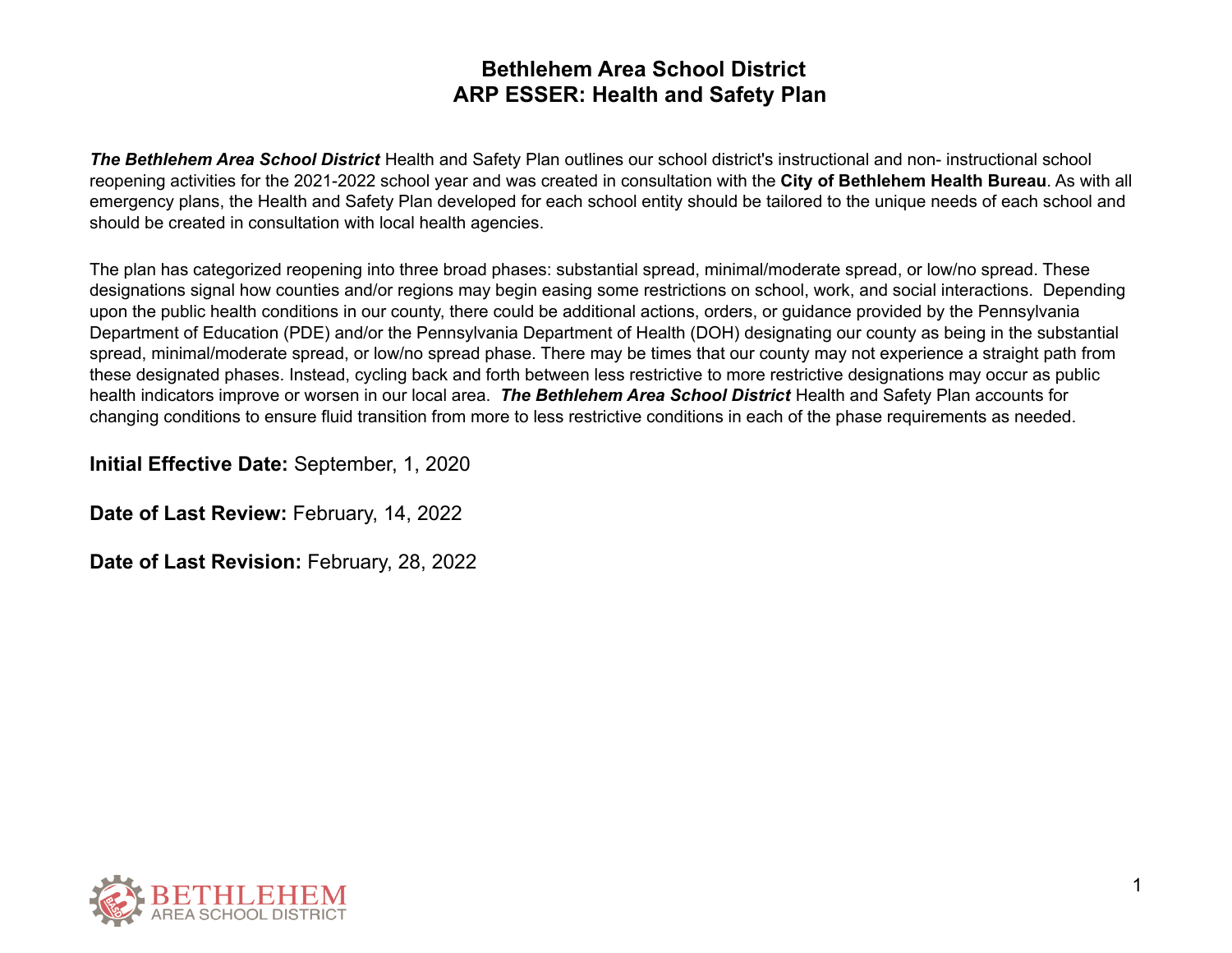# Bethlehem Area School District
# ARP ESSER: Health and Safety Plan

***The Bethlehem Area School District*** Health and Safety Plan outlines our school district's instructional and non- instructional school reopening activities for the 2021-2022 school year and was created in consultation with the **City of Bethlehem Health Bureau**. As with all emergency plans, the Health and Safety Plan developed for each school entity should be tailored to the unique needs of each school and should be created in consultation with local health agencies.

The plan has categorized reopening into three broad phases: substantial spread, minimal/moderate spread, or low/no spread. These designations signal how counties and/or regions may begin easing some restrictions on school, work, and social interactions. Depending upon the public health conditions in our county, there could be additional actions, orders, or guidance provided by the Pennsylvania Department of Education (PDE) and/or the Pennsylvania Department of Health (DOH) designating our county as being in the substantial spread, minimal/moderate spread, or low/no spread phase. There may be times that our county may not experience a straight path from these designated phases. Instead, cycling back and forth between less restrictive to more restrictive designations may occur as public health indicators improve or worsen in our local area. ***The Bethlehem Area School District*** Health and Safety Plan accounts for changing conditions to ensure fluid transition from more to less restrictive conditions in each of the phase requirements as needed.

**Initial Effective Date:** September, 1, 2020

**Date of Last Review:** February, 14, 2022

**Date of Last Revision:** February, 28, 2022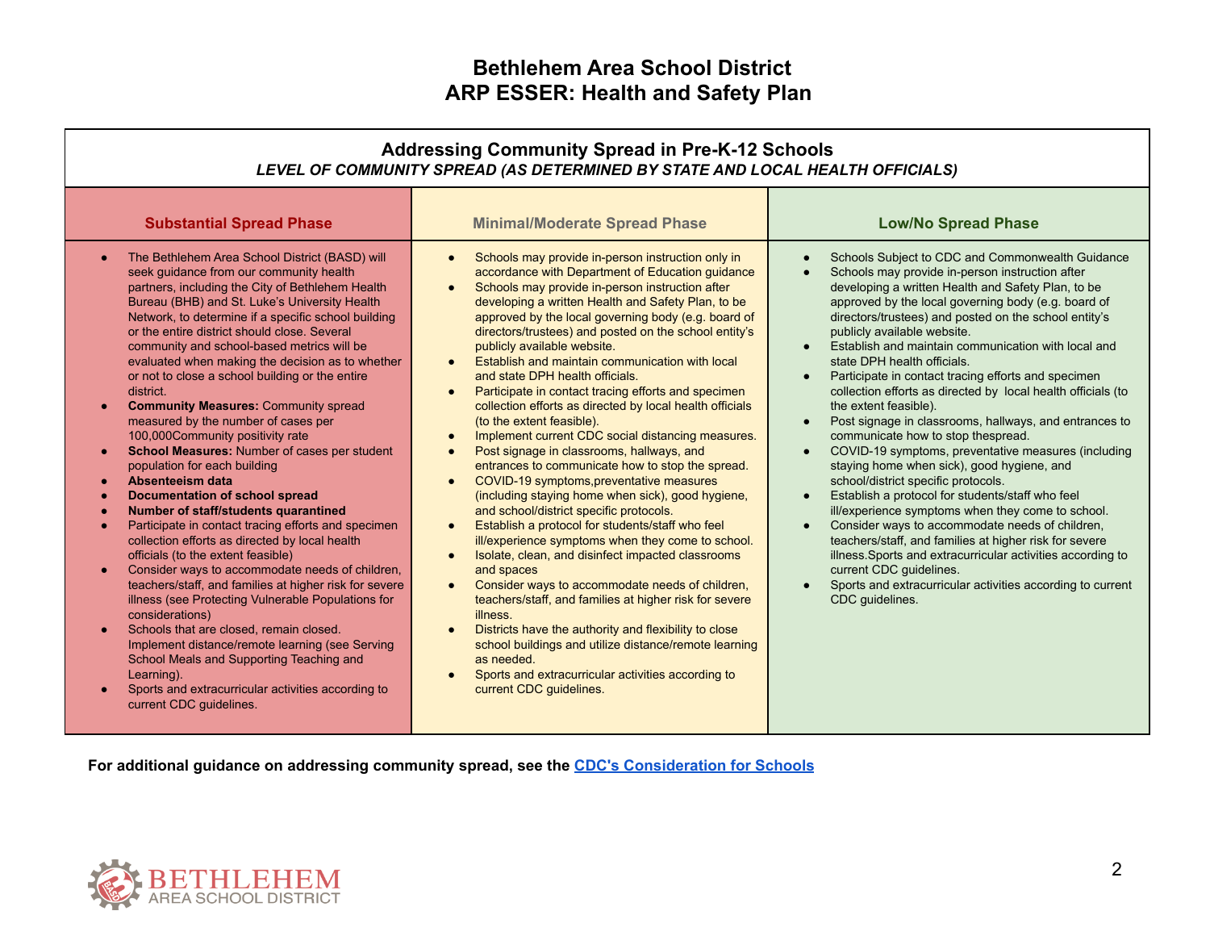# Bethlehem Area School District
# ARP ESSER: Health and Safety Plan

## Addressing Community Spread in Pre-K-12 Schools

*LEVEL OF COMMUNITY SPREAD (AS DETERMINED BY STATE AND LOCAL HEALTH OFFICIALS)*

| Substantial Spread Phase | Minimal/Moderate Spread Phase | Low/No Spread Phase |
|---|---|---|
| • The Bethlehem Area School District (BASD) will seek guidance from our community health partners, including the City of Bethlehem Health Bureau (BHB) and St. Luke's University Health Network, to determine if a specific school building or the entire district should close. Several community and school-based metrics will be evaluated when making the decision as to whether or not to close a school building or the entire district.<br>• **Community Measures:** Community spread measured by the number of cases per 100,000Community positivity rate<br>• **School Measures:** Number of cases per student population for each building<br>• **Absenteeism data**<br>• **Documentation of school spread**<br>• **Number of staff/students quarantined**<br>• Participate in contact tracing efforts and specimen collection efforts as directed by local health officials (to the extent feasible)<br>• Consider ways to accommodate needs of children, teachers/staff, and families at higher risk for severe illness (see Protecting Vulnerable Populations for considerations)<br>• Schools that are closed, remain closed. Implement distance/remote learning (see Serving School Meals and Supporting Teaching and Learning).<br>• Sports and extracurricular activities according to current CDC guidelines. | • Schools may provide in-person instruction only in accordance with Department of Education guidance<br>• Schools may provide in-person instruction after developing a written Health and Safety Plan, to be approved by the local governing body (e.g. board of directors/trustees) and posted on the school entity's publicly available website.<br>• Establish and maintain communication with local and state DPH health officials.<br>• Participate in contact tracing efforts and specimen collection efforts as directed by local health officials (to the extent feasible).<br>• Implement current CDC social distancing measures.<br>• Post signage in classrooms, hallways, and entrances to communicate how to stop the spread.<br>• COVID-19 symptoms,preventative measures (including staying home when sick), good hygiene, and school/district specific protocols.<br>• Establish a protocol for students/staff who feel ill/experience symptoms when they come to school.<br>• Isolate, clean, and disinfect impacted classrooms and spaces<br>• Consider ways to accommodate needs of children, teachers/staff, and families at higher risk for severe illness.<br>• Districts have the authority and flexibility to close school buildings and utilize distance/remote learning as needed.<br>• Sports and extracurricular activities according to current CDC guidelines. | • Schools Subject to CDC and Commonwealth Guidance<br>• Schools may provide in-person instruction after developing a written Health and Safety Plan, to be approved by the local governing body (e.g. board of directors/trustees) and posted on the school entity's publicly available website.<br>• Establish and maintain communication with local and state DPH health officials.<br>• Participate in contact tracing efforts and specimen collection efforts as directed by local health officials (to the extent feasible).<br>• Post signage in classrooms, hallways, and entrances to communicate how to stop thespread.<br>• COVID-19 symptoms, preventative measures (including staying home when sick), good hygiene, and school/district specific protocols.<br>• Establish a protocol for students/staff who feel ill/experience symptoms when they come to school.<br>• Consider ways to accommodate needs of children, teachers/staff, and families at higher risk for severe illness.Sports and extracurricular activities according to current CDC guidelines.<br>• Sports and extracurricular activities according to current CDC guidelines. |

**For additional guidance on addressing community spread, see the [CDC's Consideration for Schools](#)**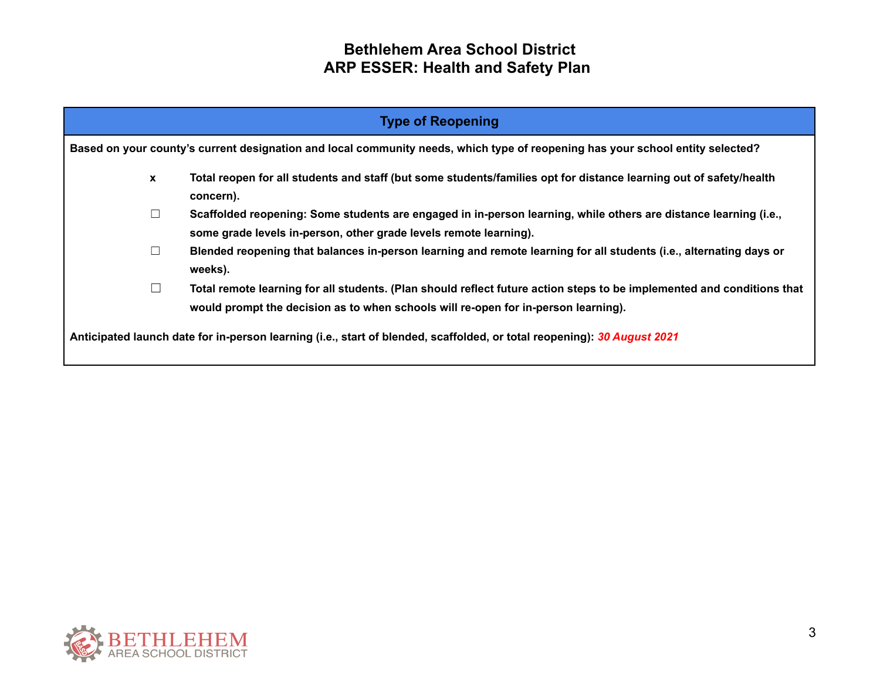# Bethlehem Area School District
# ARP ESSER: Health and Safety Plan

## Type of Reopening

**Based on your county's current designation and local community needs, which type of reopening has your school entity selected?**

- **x** **Total reopen for all students and staff (but some students/families opt for distance learning out of safety/health concern).**
- ☐ **Scaffolded reopening: Some students are engaged in in-person learning, while others are distance learning (i.e., some grade levels in-person, other grade levels remote learning).**
- ☐ **Blended reopening that balances in-person learning and remote learning for all students (i.e., alternating days or weeks).**
- ☐ **Total remote learning for all students. (Plan should reflect future action steps to be implemented and conditions that would prompt the decision as to when schools will re-open for in-person learning).**

**Anticipated launch date for in-person learning (i.e., start of blended, scaffolded, or total reopening):** ***30 August 2021***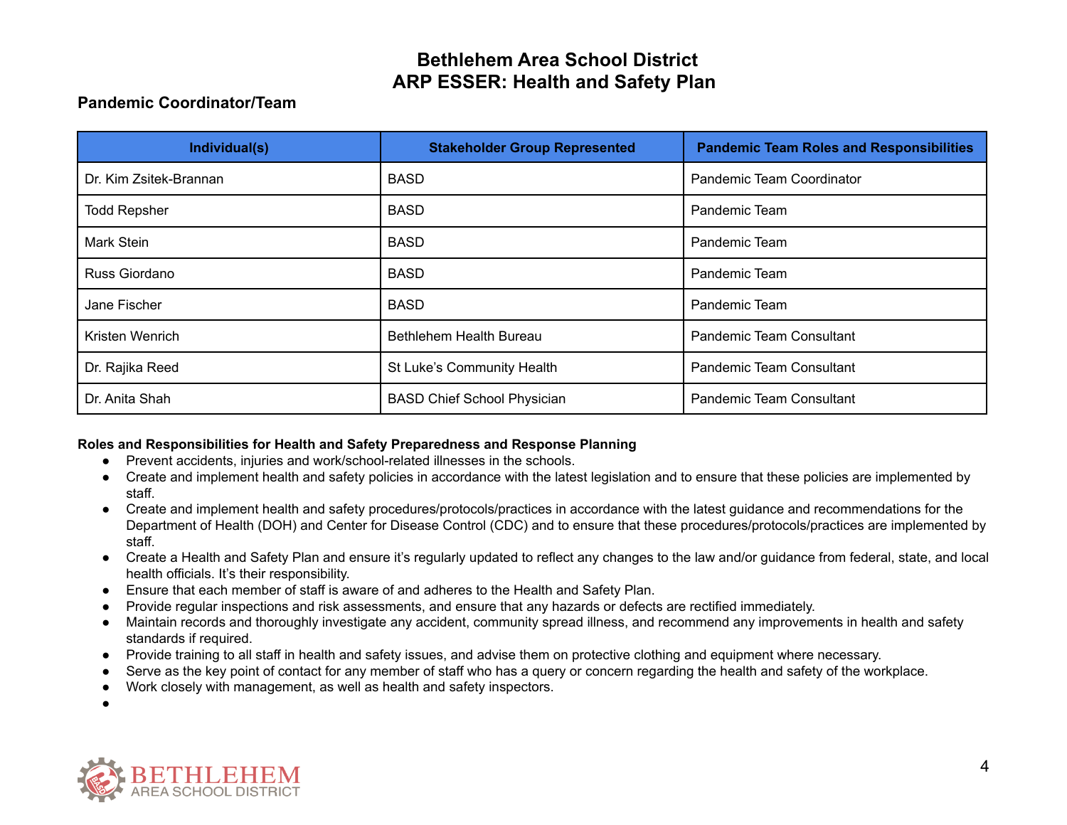# Bethlehem Area School District
# ARP ESSER: Health and Safety Plan

### Pandemic Coordinator/Team

| Individual(s) | Stakeholder Group Represented | Pandemic Team Roles and Responsibilities |
|---|---|---|
| Dr. Kim Zsitek-Brannan | BASD | Pandemic Team Coordinator |
| Todd Repsher | BASD | Pandemic Team |
| Mark Stein | BASD | Pandemic Team |
| Russ Giordano | BASD | Pandemic Team |
| Jane Fischer | BASD | Pandemic Team |
| Kristen Wenrich | Bethlehem Health Bureau | Pandemic Team Consultant |
| Dr. Rajika Reed | St Luke's Community Health | Pandemic Team Consultant |
| Dr. Anita Shah | BASD Chief School Physician | Pandemic Team Consultant |

**Roles and Responsibilities for Health and Safety Preparedness and Response Planning**

- Prevent accidents, injuries and work/school-related illnesses in the schools.
- Create and implement health and safety policies in accordance with the latest legislation and to ensure that these policies are implemented by staff.
- Create and implement health and safety procedures/protocols/practices in accordance with the latest guidance and recommendations for the Department of Health (DOH) and Center for Disease Control (CDC) and to ensure that these procedures/protocols/practices are implemented by staff.
- Create a Health and Safety Plan and ensure it's regularly updated to reflect any changes to the law and/or guidance from federal, state, and local health officials. It's their responsibility.
- Ensure that each member of staff is aware of and adheres to the Health and Safety Plan.
- Provide regular inspections and risk assessments, and ensure that any hazards or defects are rectified immediately.
- Maintain records and thoroughly investigate any accident, community spread illness, and recommend any improvements in health and safety standards if required.
- Provide training to all staff in health and safety issues, and advise them on protective clothing and equipment where necessary.
- Serve as the key point of contact for any member of staff who has a query or concern regarding the health and safety of the workplace.
- Work closely with management, as well as health and safety inspectors.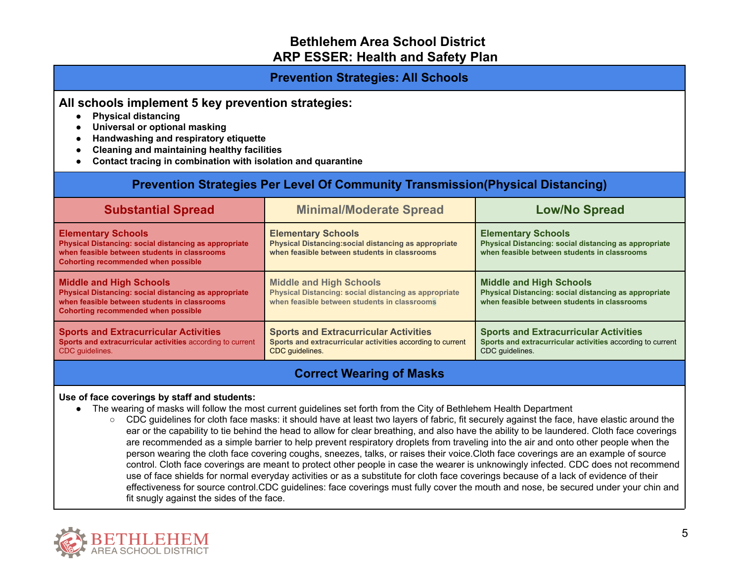# Bethlehem Area School District
# ARP ESSER: Health and Safety Plan

## Prevention Strategies: All Schools

**All schools implement 5 key prevention strategies:**

- **Physical distancing**
- **Universal or optional masking**
- **Handwashing and respiratory etiquette**
- **Cleaning and maintaining healthy facilities**
- **Contact tracing in combination with isolation and quarantine**

## Prevention Strategies Per Level Of Community Transmission(Physical Distancing)

| Substantial Spread | Minimal/Moderate Spread | Low/No Spread |
|---|---|---|
| **Elementary Schools**<br>**Physical Distancing: social distancing as appropriate when feasible between students in classrooms**<br>**Cohorting recommended when possible** | **Elementary Schools**<br>**Physical Distancing:social distancing as appropriate when feasible between students in classrooms** | **Elementary Schools**<br>**Physical Distancing: social distancing as appropriate when feasible between students in classrooms** |
| **Middle and High Schools**<br>**Physical Distancing: social distancing as appropriate when feasible between students in classrooms**<br>**Cohorting recommended when possible** | **Middle and High Schools**<br>**Physical Distancing: social distancing as appropriate when feasible between students in classrooms** | **Middle and High Schools**<br>**Physical Distancing: social distancing as appropriate when feasible between students in classrooms** |
| **Sports and Extracurricular Activities**<br>**Sports and extracurricular activities** according to current CDC guidelines. | **Sports and Extracurricular Activities**<br>**Sports and extracurricular activities** according to current CDC guidelines. | **Sports and Extracurricular Activities**<br>**Sports and extracurricular activities** according to current CDC guidelines. |

## Correct Wearing of Masks

**Use of face coverings by staff and students:**

- The wearing of masks will follow the most current guidelines set forth from the City of Bethlehem Health Department
  - CDC guidelines for cloth face masks: it should have at least two layers of fabric, fit securely against the face, have elastic around the ear or the capability to tie behind the head to allow for clear breathing, and also have the ability to be laundered. Cloth face coverings are recommended as a simple barrier to help prevent respiratory droplets from traveling into the air and onto other people when the person wearing the cloth face covering coughs, sneezes, talks, or raises their voice.Cloth face coverings are an example of source control. Cloth face coverings are meant to protect other people in case the wearer is unknowingly infected. CDC does not recommend use of face shields for normal everyday activities or as a substitute for cloth face coverings because of a lack of evidence of their effectiveness for source control.CDC guidelines: face coverings must fully cover the mouth and nose, be secured under your chin and fit snugly against the sides of the face.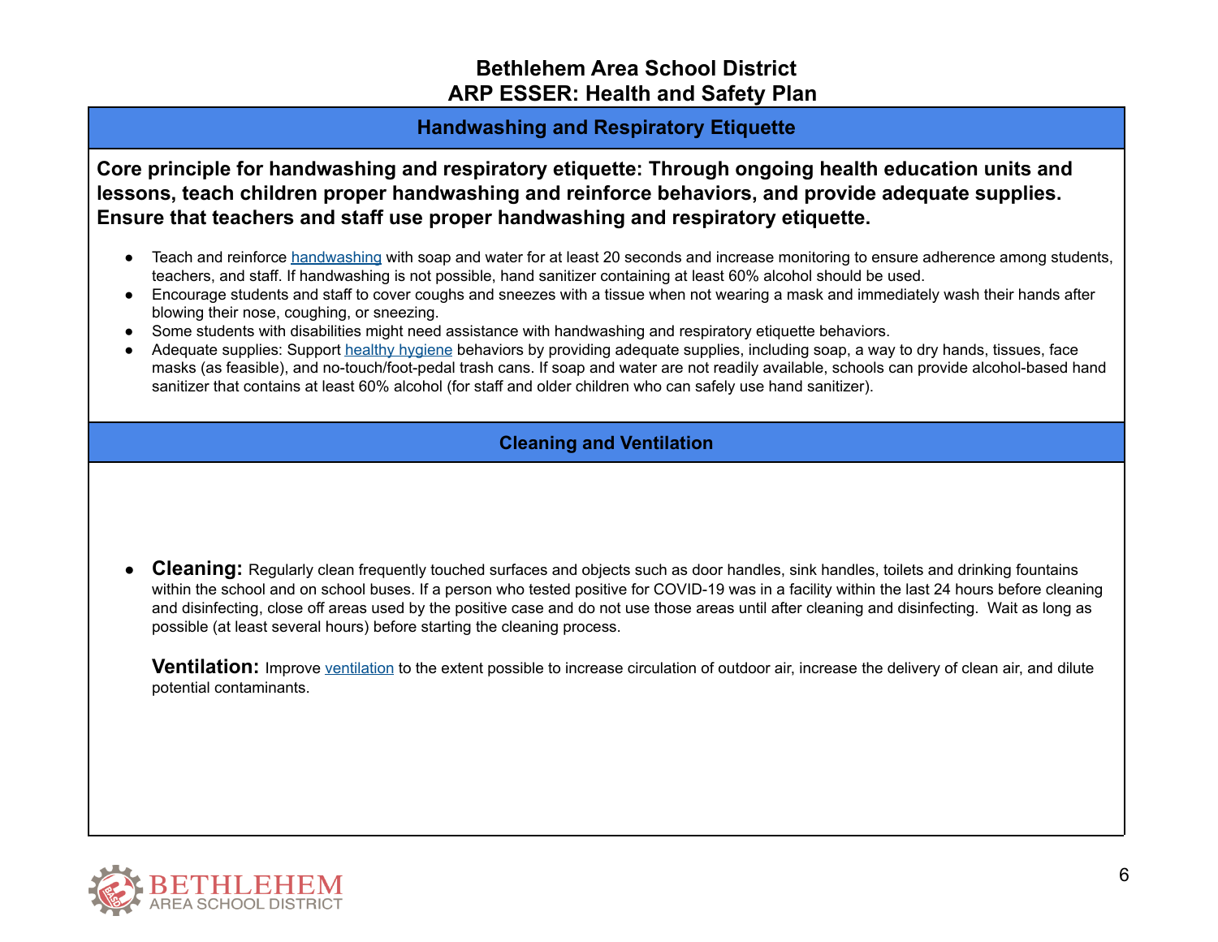# Bethlehem Area School District
# ARP ESSER: Health and Safety Plan

## Handwashing and Respiratory Etiquette

**Core principle for handwashing and respiratory etiquette: Through ongoing health education units and lessons, teach children proper handwashing and reinforce behaviors, and provide adequate supplies. Ensure that teachers and staff use proper handwashing and respiratory etiquette.**

- Teach and reinforce handwashing with soap and water for at least 20 seconds and increase monitoring to ensure adherence among students, teachers, and staff. If handwashing is not possible, hand sanitizer containing at least 60% alcohol should be used.
- Encourage students and staff to cover coughs and sneezes with a tissue when not wearing a mask and immediately wash their hands after blowing their nose, coughing, or sneezing.
- Some students with disabilities might need assistance with handwashing and respiratory etiquette behaviors.
- Adequate supplies: Support healthy hygiene behaviors by providing adequate supplies, including soap, a way to dry hands, tissues, face masks (as feasible), and no-touch/foot-pedal trash cans. If soap and water are not readily available, schools can provide alcohol-based hand sanitizer that contains at least 60% alcohol (for staff and older children who can safely use hand sanitizer).

## Cleaning and Ventilation

- **Cleaning:** Regularly clean frequently touched surfaces and objects such as door handles, sink handles, toilets and drinking fountains within the school and on school buses. If a person who tested positive for COVID-19 was in a facility within the last 24 hours before cleaning and disinfecting, close off areas used by the positive case and do not use those areas until after cleaning and disinfecting. Wait as long as possible (at least several hours) before starting the cleaning process.

  **Ventilation:** Improve ventilation to the extent possible to increase circulation of outdoor air, increase the delivery of clean air, and dilute potential contaminants.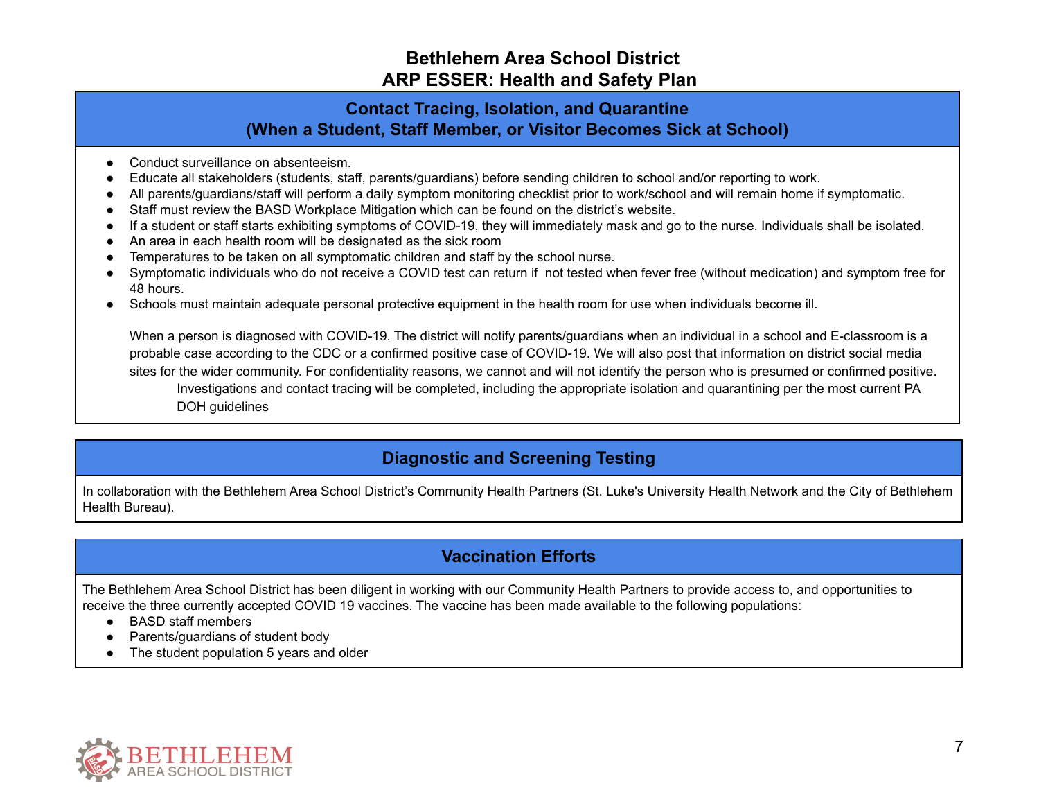# Bethlehem Area School District
## ARP ESSER: Health and Safety Plan

### Contact Tracing, Isolation, and Quarantine (When a Student, Staff Member, or Visitor Becomes Sick at School)

- Conduct surveillance on absenteeism.
- Educate all stakeholders (students, staff, parents/guardians) before sending children to school and/or reporting to work.
- All parents/guardians/staff will perform a daily symptom monitoring checklist prior to work/school and will remain home if symptomatic.
- Staff must review the BASD Workplace Mitigation which can be found on the district's website.
- If a student or staff starts exhibiting symptoms of COVID-19, they will immediately mask and go to the nurse. Individuals shall be isolated.
- An area in each health room will be designated as the sick room
- Temperatures to be taken on all symptomatic children and staff by the school nurse.
- Symptomatic individuals who do not receive a COVID test can return if not tested when fever free (without medication) and symptom free for 48 hours.
- Schools must maintain adequate personal protective equipment in the health room for use when individuals become ill.

When a person is diagnosed with COVID-19. The district will notify parents/guardians when an individual in a school and E-classroom is a probable case according to the CDC or a confirmed positive case of COVID-19. We will also post that information on district social media sites for the wider community. For confidentiality reasons, we cannot and will not identify the person who is presumed or confirmed positive.

Investigations and contact tracing will be completed, including the appropriate isolation and quarantining per the most current PA DOH guidelines

### Diagnostic and Screening Testing

In collaboration with the Bethlehem Area School District's Community Health Partners (St. Luke's University Health Network and the City of Bethlehem Health Bureau).

### Vaccination Efforts

The Bethlehem Area School District has been diligent in working with our Community Health Partners to provide access to, and opportunities to receive the three currently accepted COVID 19 vaccines. The vaccine has been made available to the following populations:

- BASD staff members
- Parents/guardians of student body
- The student population 5 years and older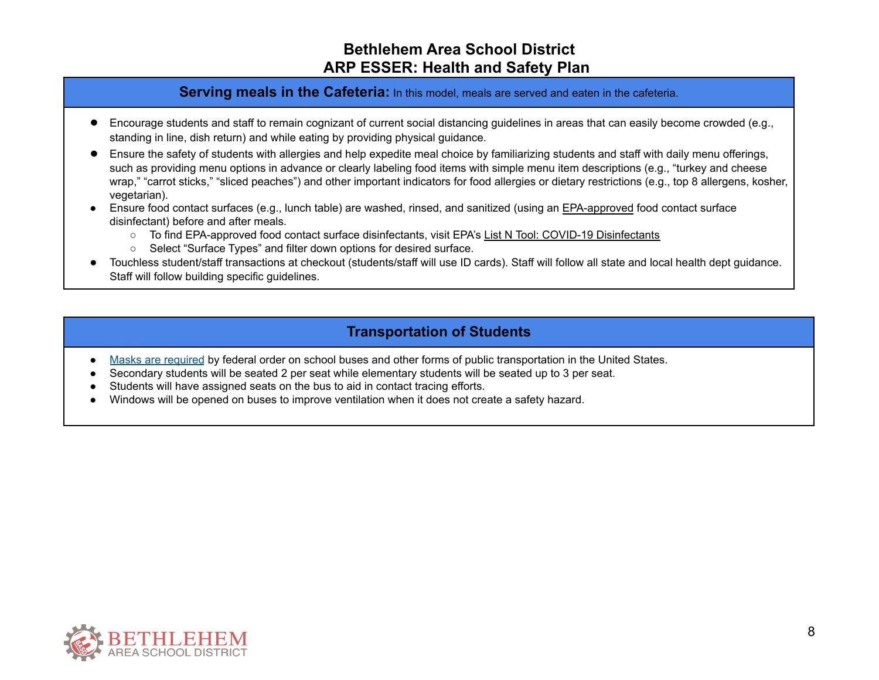## Serving meals in the Cafeteria: In this model, meals are served and eaten in the cafeteria.

- Encourage students and staff to remain cognizant of current social distancing guidelines in areas that can easily become crowded (e.g., standing in line, dish return) and while eating by providing physical guidance.
- Ensure the safety of students with allergies and help expedite meal choice by familiarizing students and staff with daily menu offerings, such as providing menu options in advance or clearly labeling food items with simple menu item descriptions (e.g., "turkey and cheese wrap," "carrot sticks," "sliced peaches") and other important indicators for food allergies or dietary restrictions (e.g., top 8 allergens, kosher, vegetarian).
- Ensure food contact surfaces (e.g., lunch table) are washed, rinsed, and sanitized (using an EPA-approved food contact surface disinfectant) before and after meals.
  - To find EPA-approved food contact surface disinfectants, visit EPA's List N Tool: COVID-19 Disinfectants
  - Select "Surface Types" and filter down options for desired surface.
- Touchless student/staff transactions at checkout (students/staff will use ID cards). Staff will follow all state and local health dept guidance. Staff will follow building specific guidelines.

## Transportation of Students

- Masks are required by federal order on school buses and other forms of public transportation in the United States.
- Secondary students will be seated 2 per seat while elementary students will be seated up to 3 per seat.
- Students will have assigned seats on the bus to aid in contact tracing efforts.
- Windows will be opened on buses to improve ventilation when it does not create a safety hazard.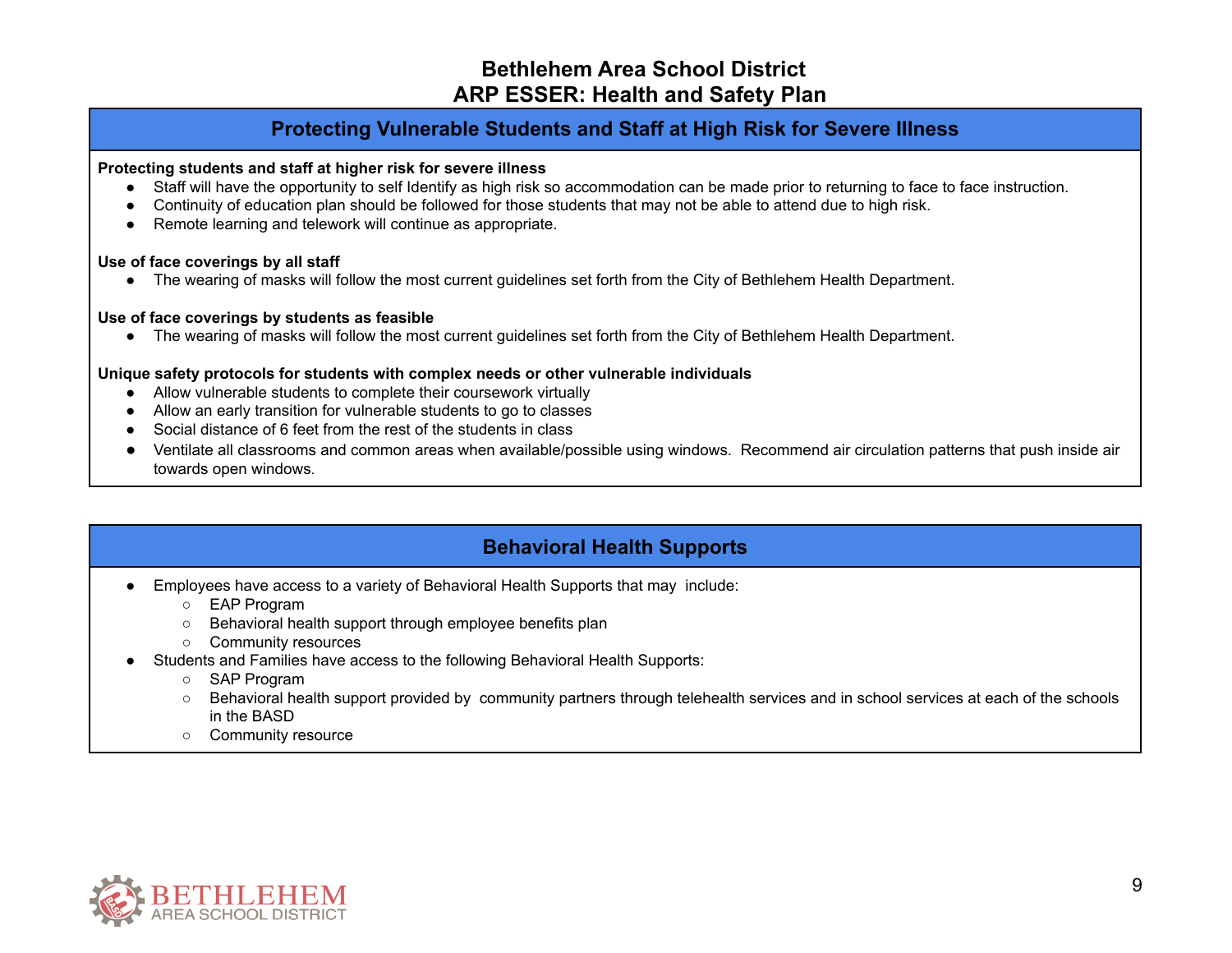# Bethlehem Area School District
# ARP ESSER: Health and Safety Plan

## Protecting Vulnerable Students and Staff at High Risk for Severe Illness

**Protecting students and staff at higher risk for severe illness**

- Staff will have the opportunity to self Identify as high risk so accommodation can be made prior to returning to face to face instruction.
- Continuity of education plan should be followed for those students that may not be able to attend due to high risk.
- Remote learning and telework will continue as appropriate.

**Use of face coverings by all staff**

- The wearing of masks will follow the most current guidelines set forth from the City of Bethlehem Health Department.

**Use of face coverings by students as feasible**

- The wearing of masks will follow the most current guidelines set forth from the City of Bethlehem Health Department.

**Unique safety protocols for students with complex needs or other vulnerable individuals**

- Allow vulnerable students to complete their coursework virtually
- Allow an early transition for vulnerable students to go to classes
- Social distance of 6 feet from the rest of the students in class
- Ventilate all classrooms and common areas when available/possible using windows. Recommend air circulation patterns that push inside air towards open windows.

## Behavioral Health Supports

- Employees have access to a variety of Behavioral Health Supports that may include:
  - EAP Program
  - Behavioral health support through employee benefits plan
  - Community resources
- Students and Families have access to the following Behavioral Health Supports:
  - SAP Program
  - Behavioral health support provided by community partners through telehealth services and in school services at each of the schools in the BASD
  - Community resource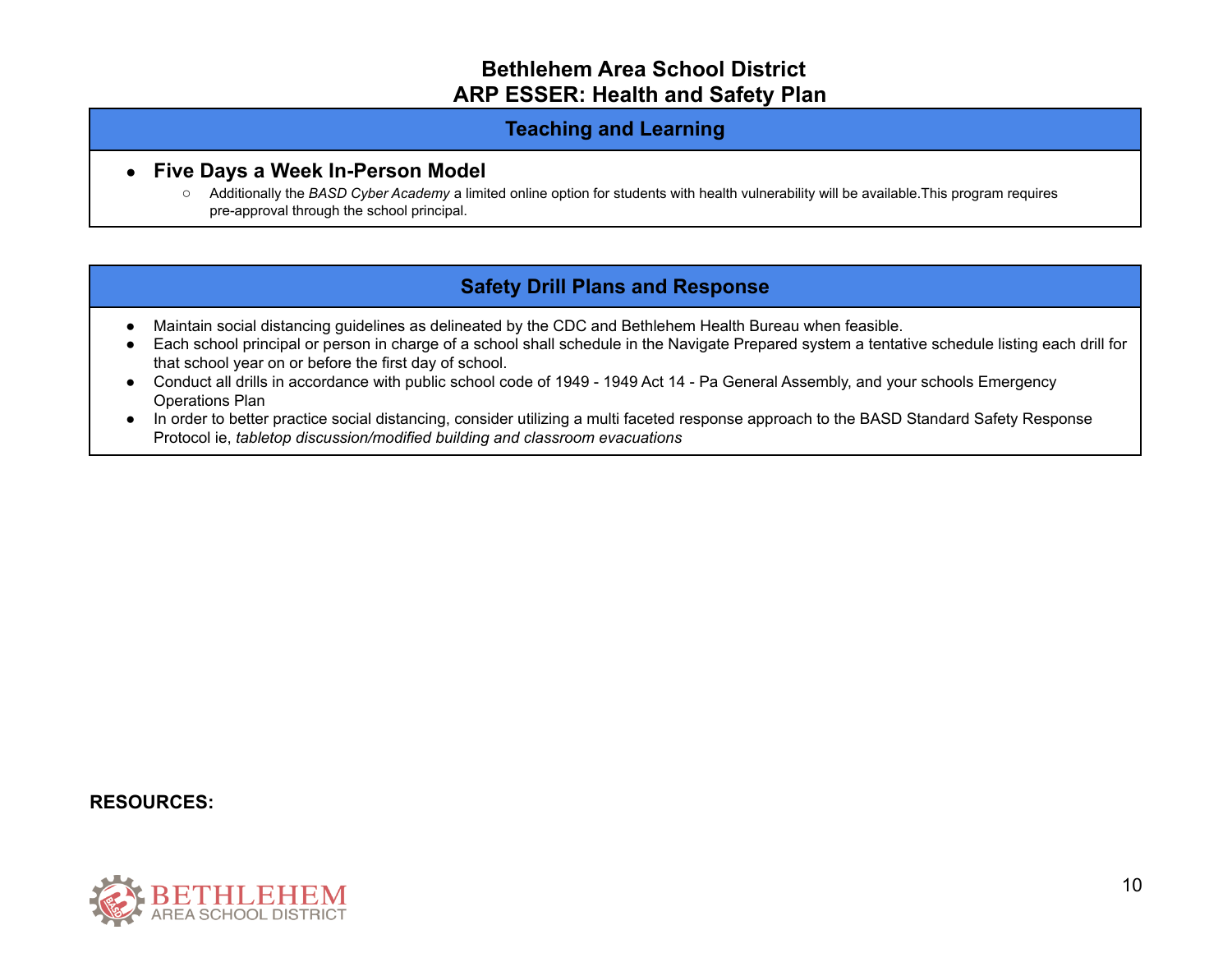# Bethlehem Area School District
# ARP ESSER: Health and Safety Plan

## Teaching and Learning

- **Five Days a Week In-Person Model**
  - Additionally the *BASD Cyber Academy* a limited online option for students with health vulnerability will be available.This program requires pre-approval through the school principal.

## Safety Drill Plans and Response

- Maintain social distancing guidelines as delineated by the CDC and Bethlehem Health Bureau when feasible.
- Each school principal or person in charge of a school shall schedule in the Navigate Prepared system a tentative schedule listing each drill for that school year on or before the first day of school.
- Conduct all drills in accordance with public school code of 1949 - 1949 Act 14 - Pa General Assembly, and your schools Emergency Operations Plan
- In order to better practice social distancing, consider utilizing a multi faceted response approach to the BASD Standard Safety Response Protocol ie, *tabletop discussion/modified building and classroom evacuations*

**RESOURCES:**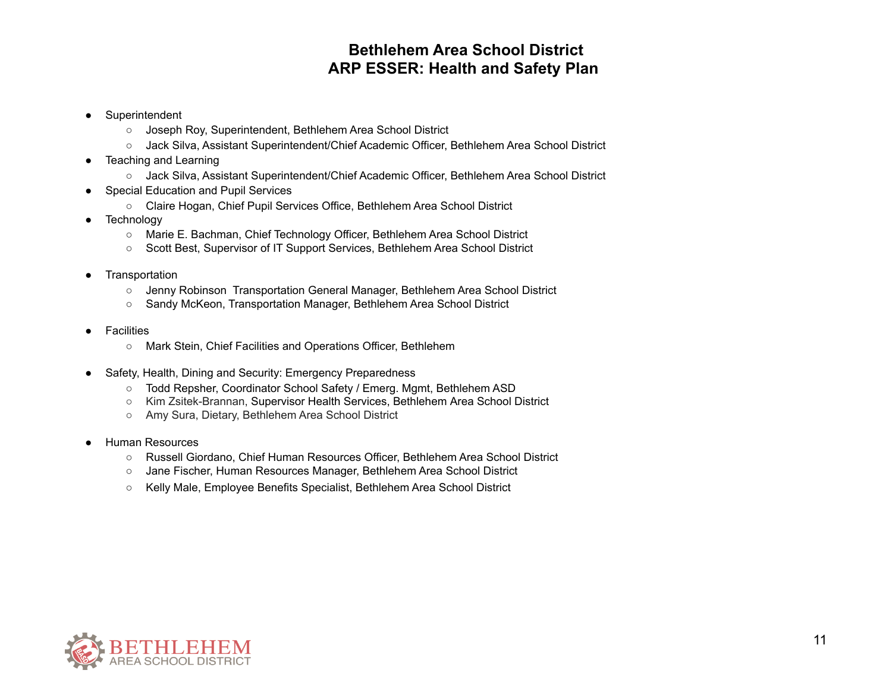**Bethlehem Area School District**
**ARP ESSER: Health and Safety Plan**

- Superintendent
  - Joseph Roy, Superintendent, Bethlehem Area School District
  - Jack Silva, Assistant Superintendent/Chief Academic Officer, Bethlehem Area School District
- Teaching and Learning
  - Jack Silva, Assistant Superintendent/Chief Academic Officer, Bethlehem Area School District
- Special Education and Pupil Services
  - Claire Hogan, Chief Pupil Services Office, Bethlehem Area School District
- Technology
  - Marie E. Bachman, Chief Technology Officer, Bethlehem Area School District
  - Scott Best, Supervisor of IT Support Services, Bethlehem Area School District
- Transportation
  - Jenny Robinson  Transportation General Manager, Bethlehem Area School District
  - Sandy McKeon, Transportation Manager, Bethlehem Area School District
- Facilities
  - Mark Stein, Chief Facilities and Operations Officer, Bethlehem
- Safety, Health, Dining and Security: Emergency Preparedness
  - Todd Repsher, Coordinator School Safety / Emerg. Mgmt, Bethlehem ASD
  - Kim Zsitek-Brannan, Supervisor Health Services, Bethlehem Area School District
  - Amy Sura, Dietary, Bethlehem Area School District
- Human Resources
  - Russell Giordano, Chief Human Resources Officer, Bethlehem Area School District
  - Jane Fischer, Human Resources Manager, Bethlehem Area School District
  - Kelly Male, Employee Benefits Specialist, Bethlehem Area School District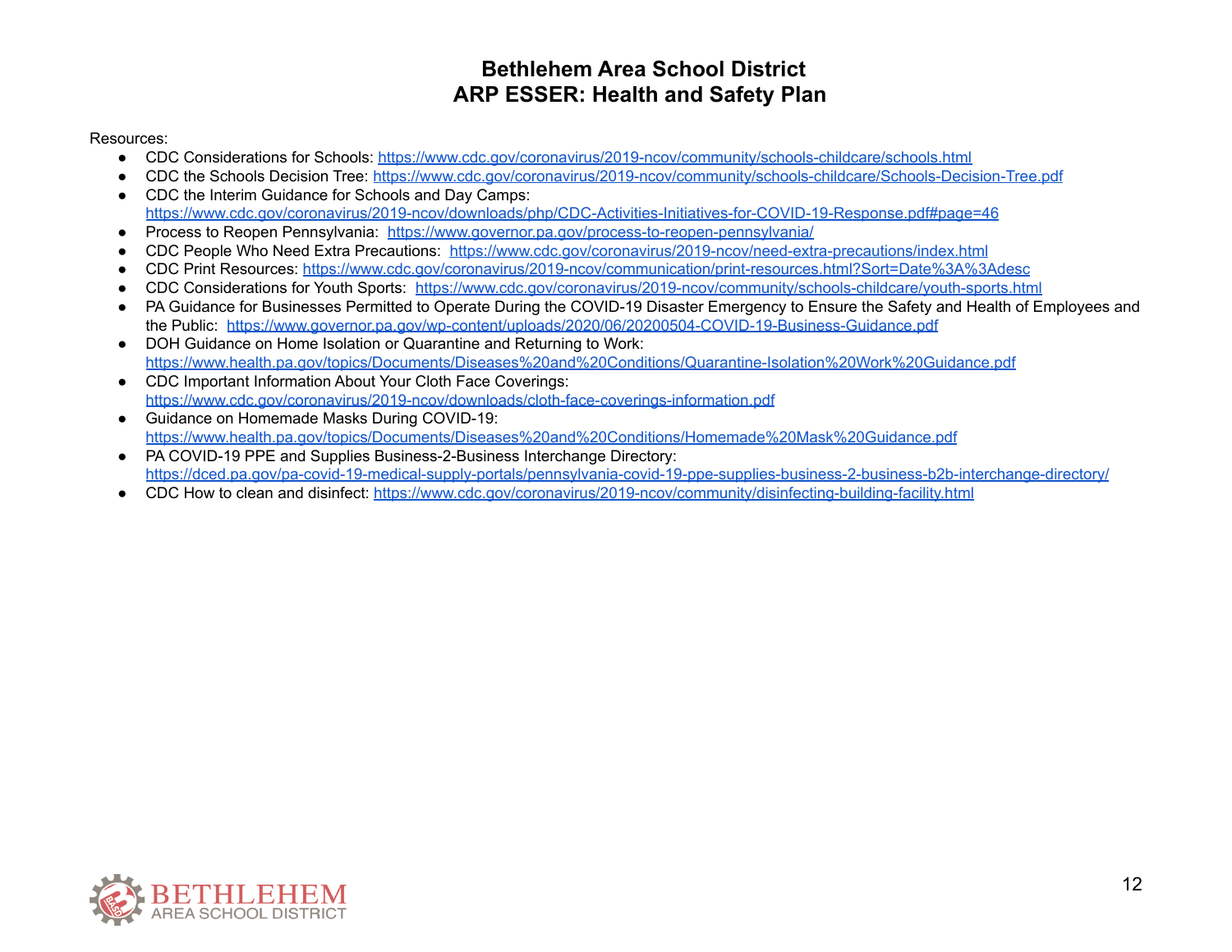Resources:

- CDC Considerations for Schools: https://www.cdc.gov/coronavirus/2019-ncov/community/schools-childcare/schools.html
- CDC the Schools Decision Tree: https://www.cdc.gov/coronavirus/2019-ncov/community/schools-childcare/Schools-Decision-Tree.pdf
- CDC the Interim Guidance for Schools and Day Camps: https://www.cdc.gov/coronavirus/2019-ncov/downloads/php/CDC-Activities-Initiatives-for-COVID-19-Response.pdf#page=46
- Process to Reopen Pennsylvania: https://www.governor.pa.gov/process-to-reopen-pennsylvania/
- CDC People Who Need Extra Precautions: https://www.cdc.gov/coronavirus/2019-ncov/need-extra-precautions/index.html
- CDC Print Resources: https://www.cdc.gov/coronavirus/2019-ncov/communication/print-resources.html?Sort=Date%3A%3Adesc
- CDC Considerations for Youth Sports: https://www.cdc.gov/coronavirus/2019-ncov/community/schools-childcare/youth-sports.html
- PA Guidance for Businesses Permitted to Operate During the COVID-19 Disaster Emergency to Ensure the Safety and Health of Employees and the Public: https://www.governor.pa.gov/wp-content/uploads/2020/06/20200504-COVID-19-Business-Guidance.pdf
- DOH Guidance on Home Isolation or Quarantine and Returning to Work: https://www.health.pa.gov/topics/Documents/Diseases%20and%20Conditions/Quarantine-Isolation%20Work%20Guidance.pdf
- CDC Important Information About Your Cloth Face Coverings: https://www.cdc.gov/coronavirus/2019-ncov/downloads/cloth-face-coverings-information.pdf
- Guidance on Homemade Masks During COVID-19: https://www.health.pa.gov/topics/Documents/Diseases%20and%20Conditions/Homemade%20Mask%20Guidance.pdf
- PA COVID-19 PPE and Supplies Business-2-Business Interchange Directory: https://dced.pa.gov/pa-covid-19-medical-supply-portals/pennsylvania-covid-19-ppe-supplies-business-2-business-b2b-interchange-directory/
- CDC How to clean and disinfect: https://www.cdc.gov/coronavirus/2019-ncov/community/disinfecting-building-facility.html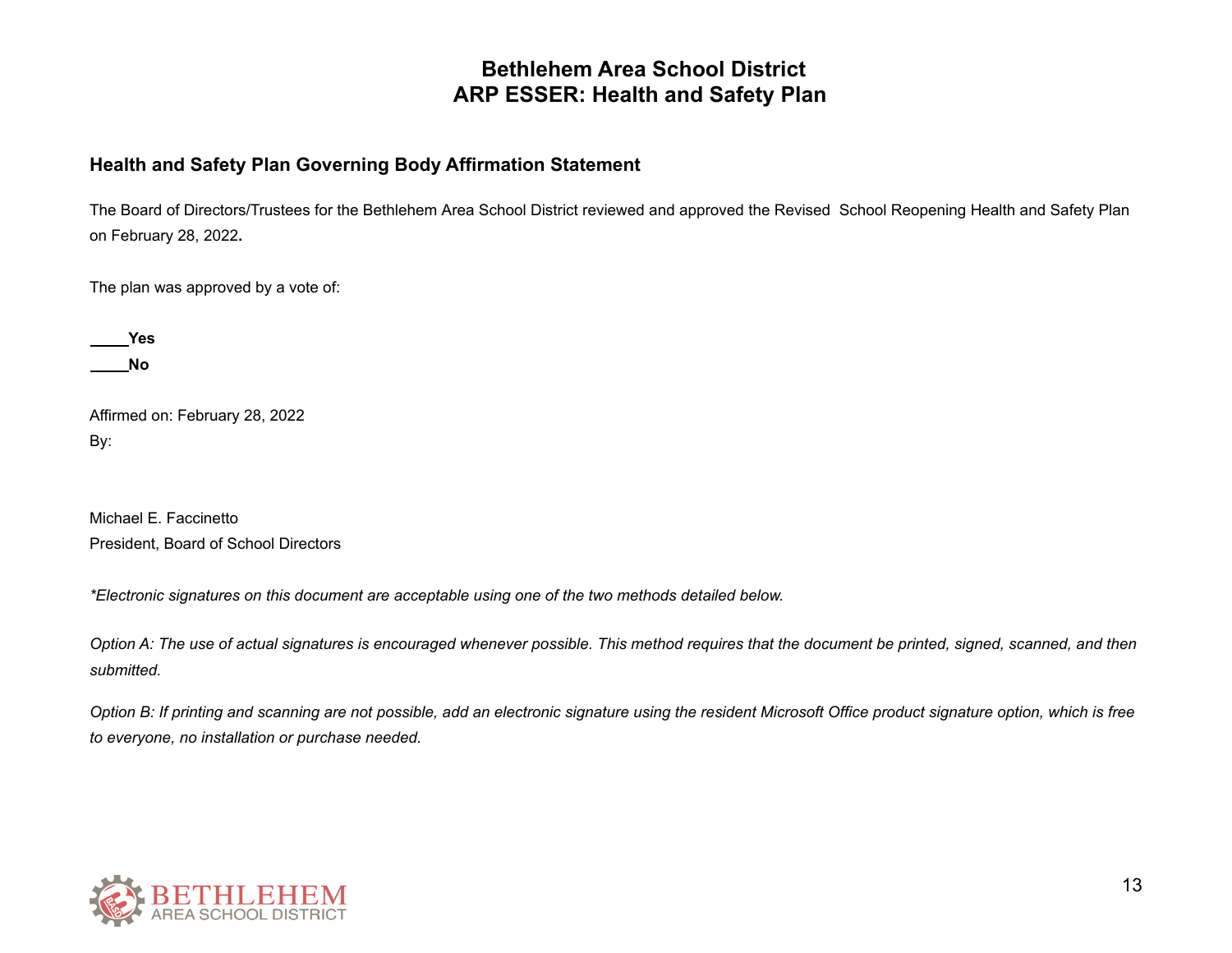# Bethlehem Area School District
# ARP ESSER: Health and Safety Plan

## Health and Safety Plan Governing Body Affirmation Statement

The Board of Directors/Trustees for the Bethlehem Area School District reviewed and approved the Revised School Reopening Health and Safety Plan on February 28, 2022**.**

The plan was approved by a vote of:

_____**Yes**

_____**No**

Affirmed on: February 28, 2022

By:

Michael E. Faccinetto

President, Board of School Directors

*\*Electronic signatures on this document are acceptable using one of the two methods detailed below.*

*Option A: The use of actual signatures is encouraged whenever possible. This method requires that the document be printed, signed, scanned, and then submitted.*

*Option B: If printing and scanning are not possible, add an electronic signature using the resident Microsoft Office product signature option, which is free to everyone, no installation or purchase needed.*